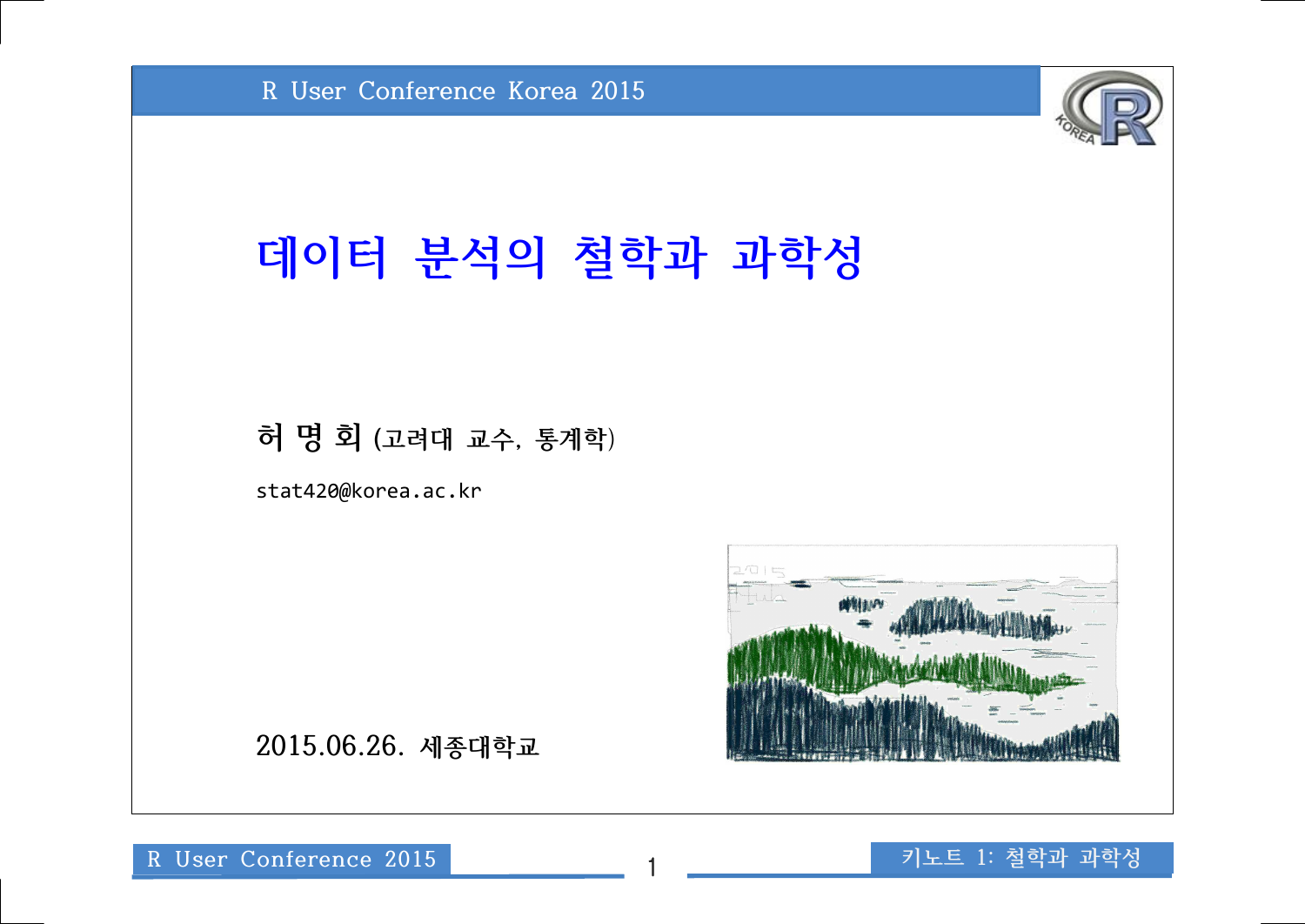R User Conference Korea 2015

# 데이터 분석의 철학과 과학성

**허 명 회** (고려대 교수, 통계학)

stat420@korea.ac.kr

2015.06.26. 세종대학교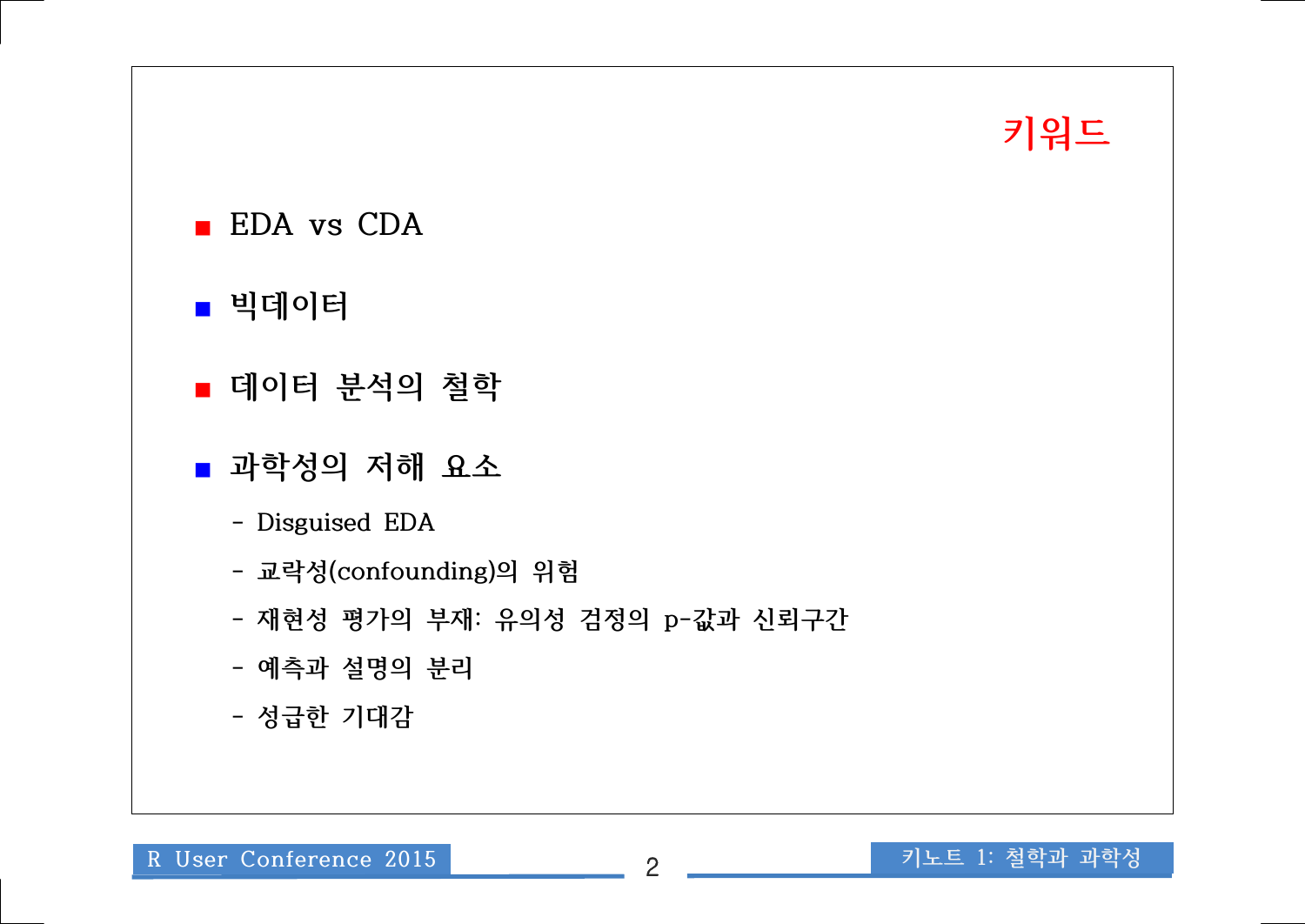## 키워드

- EDA vs CDA
- 빅데이터
- 데이터 분석의 철학
- 과학성의 저해 요소
  - Disguised EDA
  - 교락성(confounding)의 위험
  - 재현성 평가의 부재: 유의성 검정의 p-값과 신뢰구간
  - 예측과 설명의 분리
  - 성급한 기대감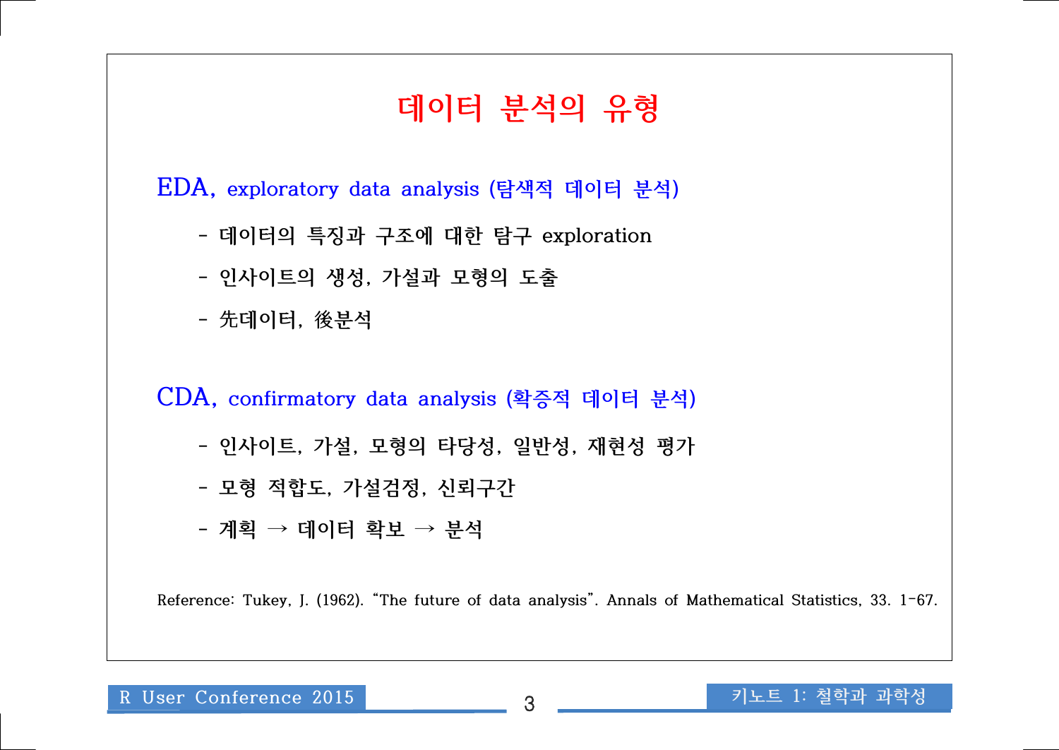# 데이터 분석의 유형

## EDA, exploratory data analysis (탐색적 데이터 분석)

- 데이터의 특징과 구조에 대한 탐구 exploration
- 인사이트의 생성, 가설과 모형의 도출
- 先데이터, 後분석

## CDA, confirmatory data analysis (확증적 데이터 분석)

- 인사이트, 가설, 모형의 타당성, 일반성, 재현성 평가
- 모형 적합도, 가설검정, 신뢰구간
- 계획 → 데이터 확보 → 분석

Reference: Tukey, J. (1962). “The future of data analysis”. Annals of Mathematical Statistics, 33. 1-67.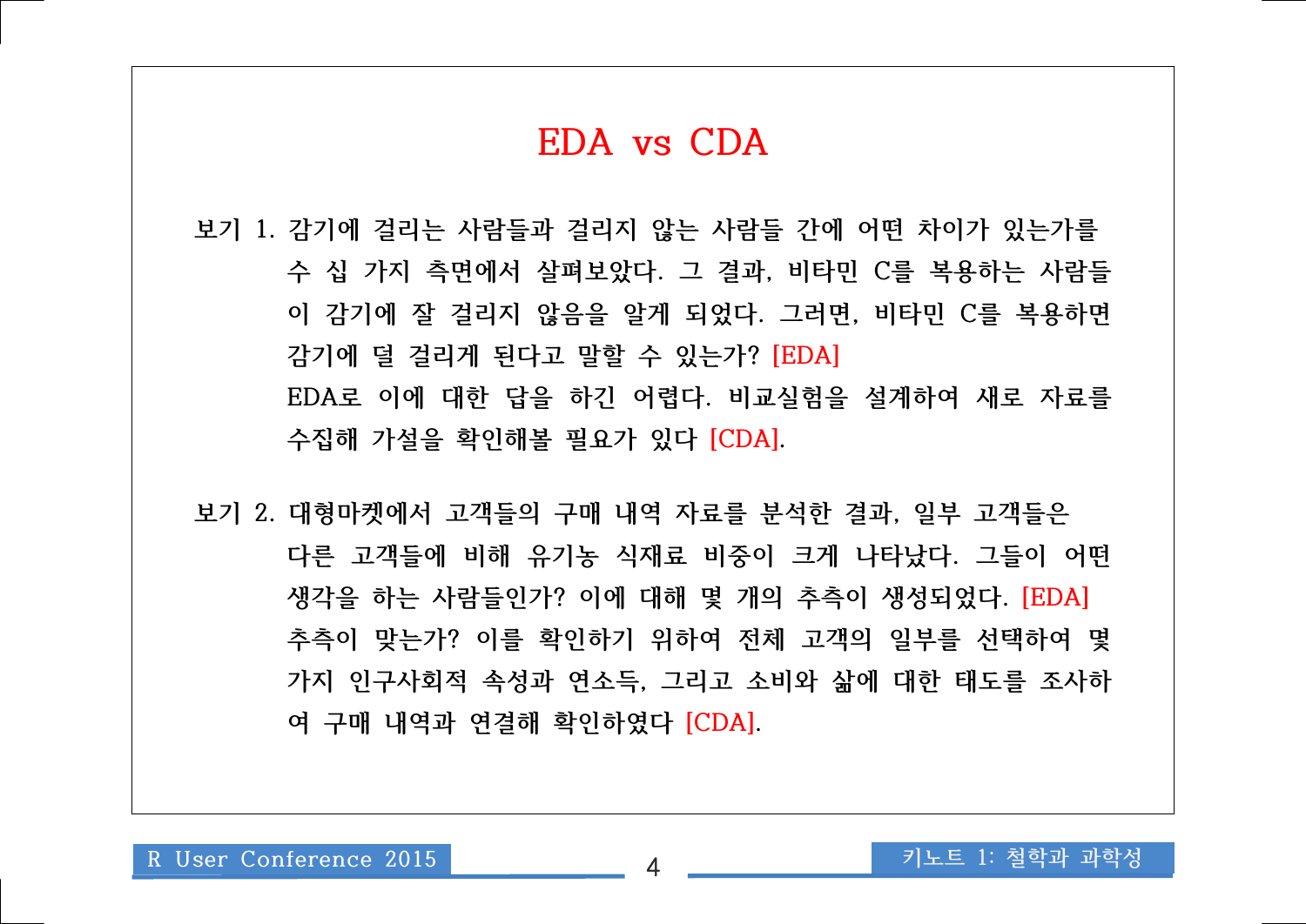# EDA vs CDA

보기 1. 감기에 걸리는 사람들과 걸리지 않는 사람들 간에 어떤 차이가 있는가를 수 십 가지 측면에서 살펴보았다. 그 결과, 비타민 C를 복용하는 사람들이 감기에 잘 걸리지 않음을 알게 되었다. 그러면, 비타민 C를 복용하면 감기에 덜 걸리게 된다고 말할 수 있는가? [EDA]
EDA로 이에 대한 답을 하긴 어렵다. 비교실험을 설계하여 새로 자료를 수집해 가설을 확인해볼 필요가 있다 [CDA].

보기 2. 대형마켓에서 고객들의 구매 내역 자료를 분석한 결과, 일부 고객들은 다른 고객들에 비해 유기농 식재료 비중이 크게 나타났다. 그들이 어떤 생각을 하는 사람들인가? 이에 대해 몇 개의 추측이 생성되었다. [EDA]
추측이 맞는가? 이를 확인하기 위하여 전체 고객의 일부를 선택하여 몇 가지 인구사회적 속성과 연소득, 그리고 소비와 삶에 대한 태도를 조사하여 구매 내역과 연결해 확인하였다 [CDA].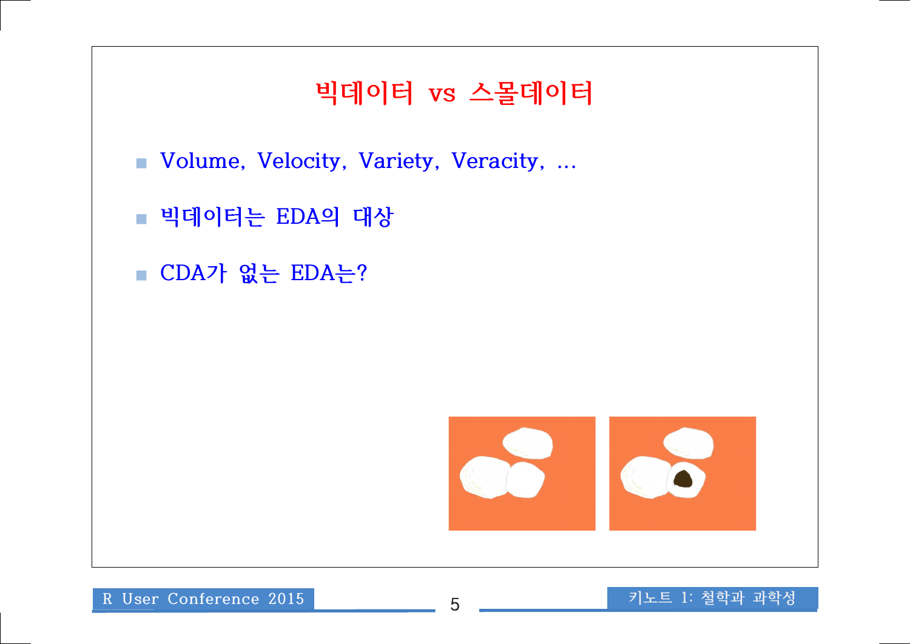# 빅데이터 vs 스몰데이터

- Volume, Velocity, Variety, Veracity, ...
- 빅데이터는 EDA의 대상
- CDA가 없는 EDA는?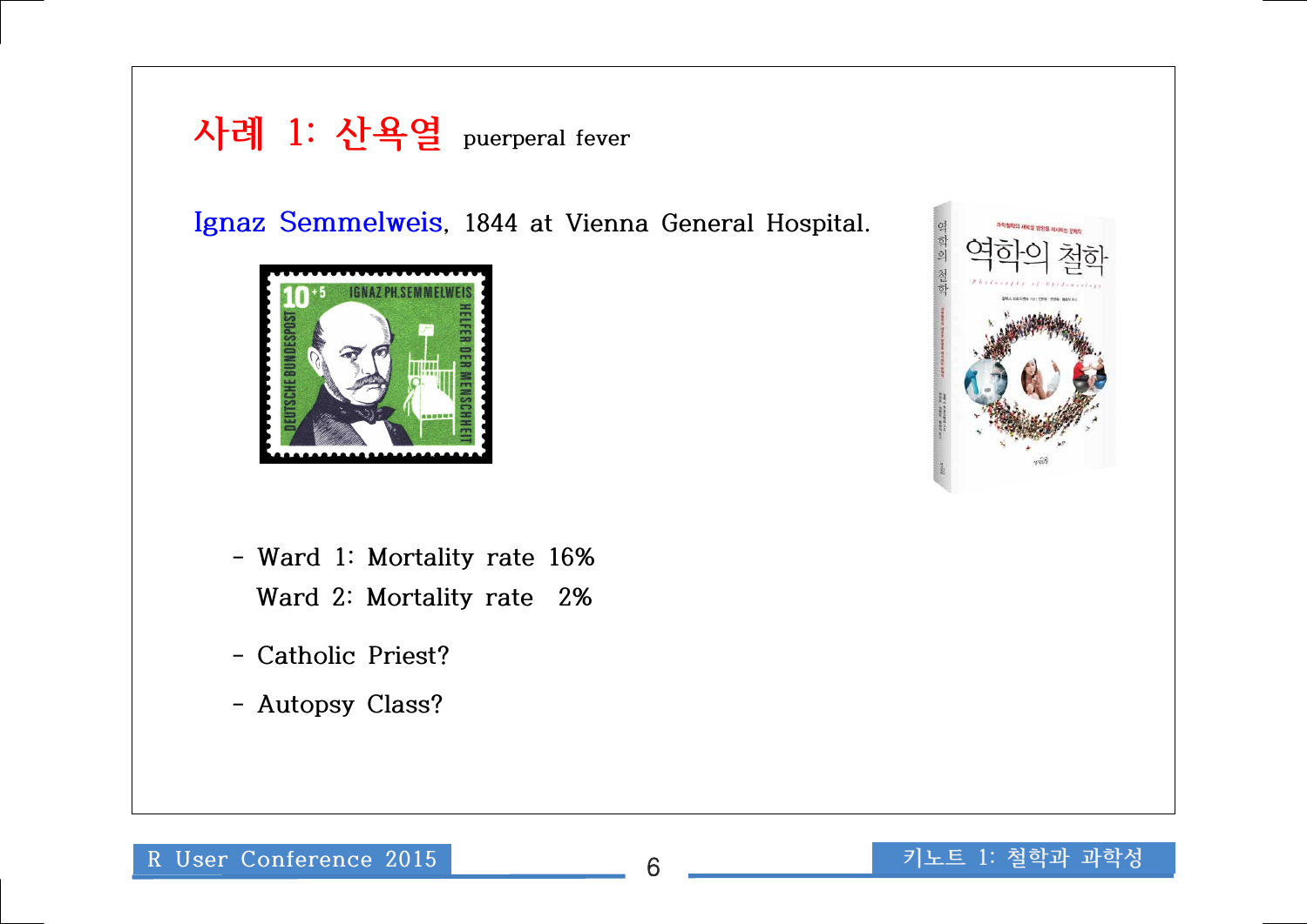## 사례 1: 산욕열 puerperal fever

Ignaz Semmelweis, 1844 at Vienna General Hospital.

- Ward 1: Mortality rate 16%
  Ward 2: Mortality rate 2%
- Catholic Priest?
- Autopsy Class?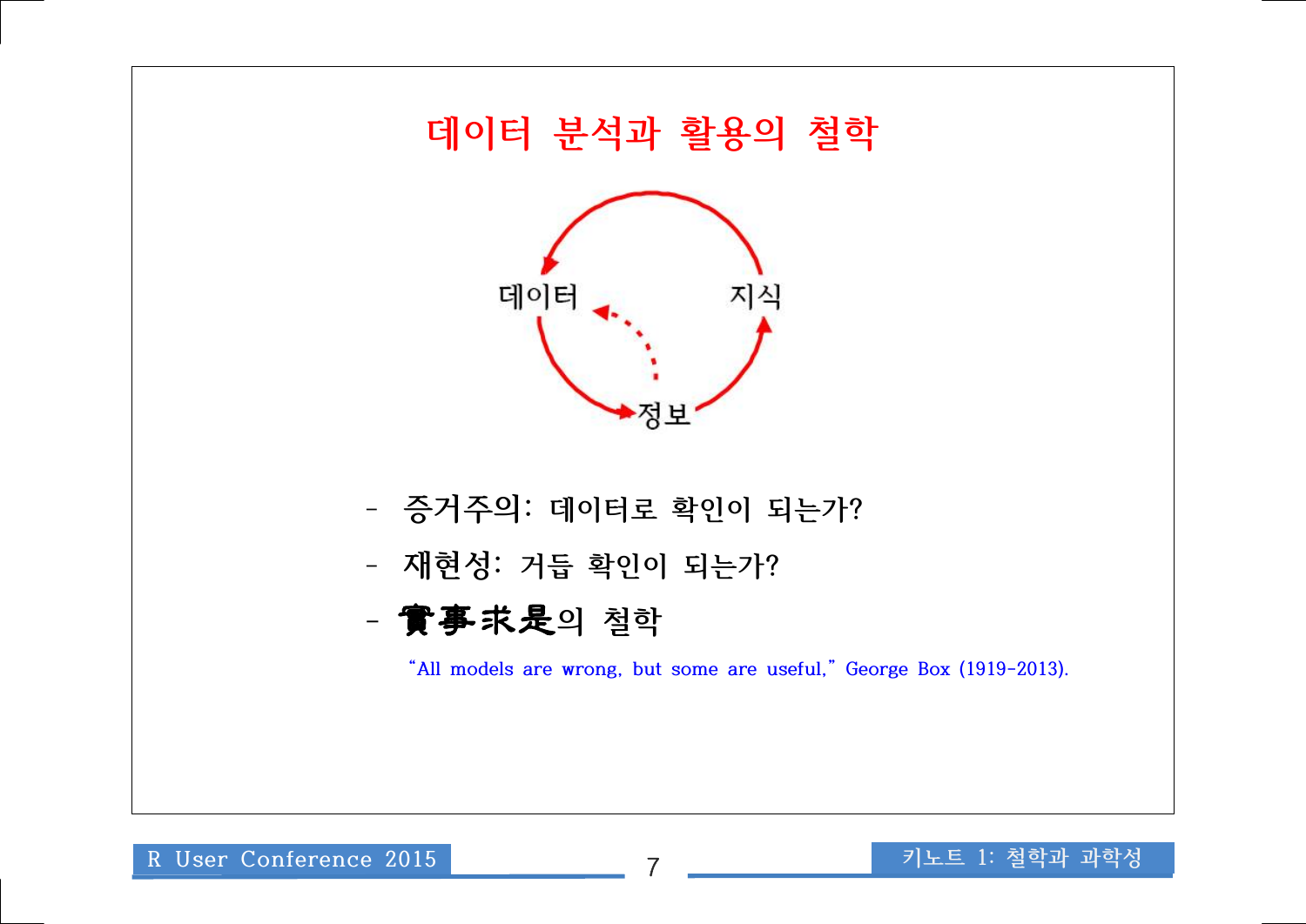# 데이터 분석과 활용의 철학

데이터

지식

정보

- 증거주의: 데이터로 확인이 되는가?
- 재현성: 거듭 확인이 되는가?
- 實事求是의 철학

"All models are wrong, but some are useful," George Box (1919-2013).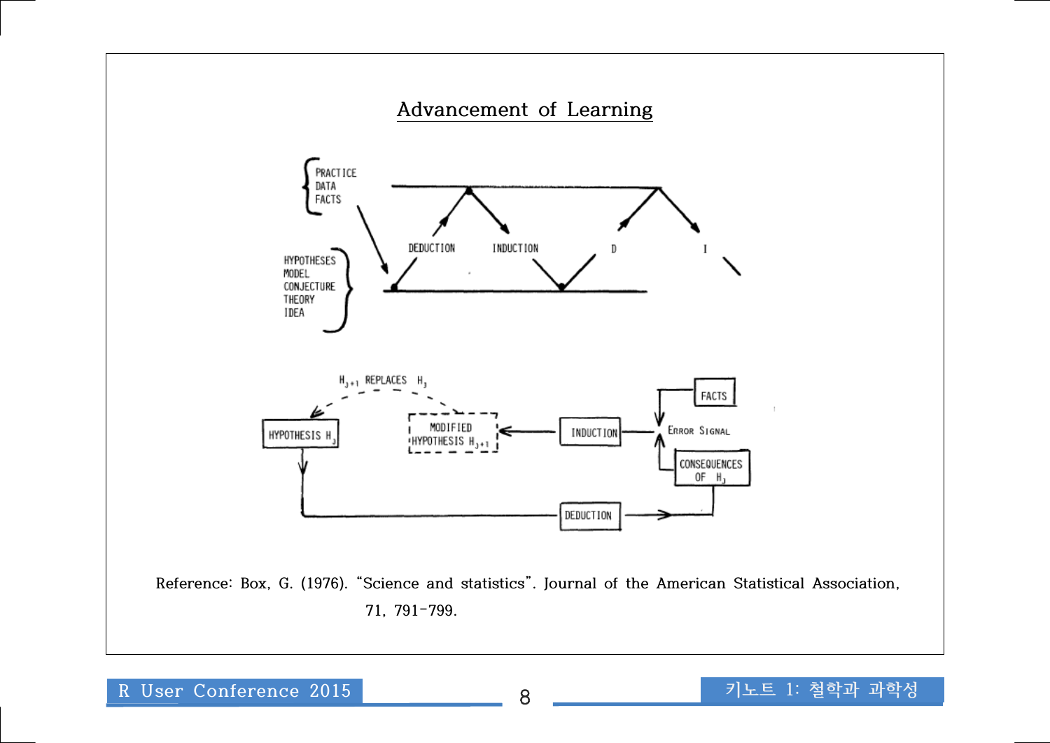## Advancement of Learning

PRACTICE
DATA
FACTS

HYPOTHESES
MODEL
CONJECTURE
THEORY
IDEA

DEDUCTION INDUCTION D I

$H_{J+1}$ REPLACES $H_J$

HYPOTHESIS $H_J$

MODIFIED HYPOTHESIS $H_{J+1}$

INDUCTION

FACTS

ERROR SIGNAL

CONSEQUENCES OF $H_J$

DEDUCTION

Reference: Box, G. (1976). "Science and statistics". Journal of the American Statistical Association, 71, 791-799.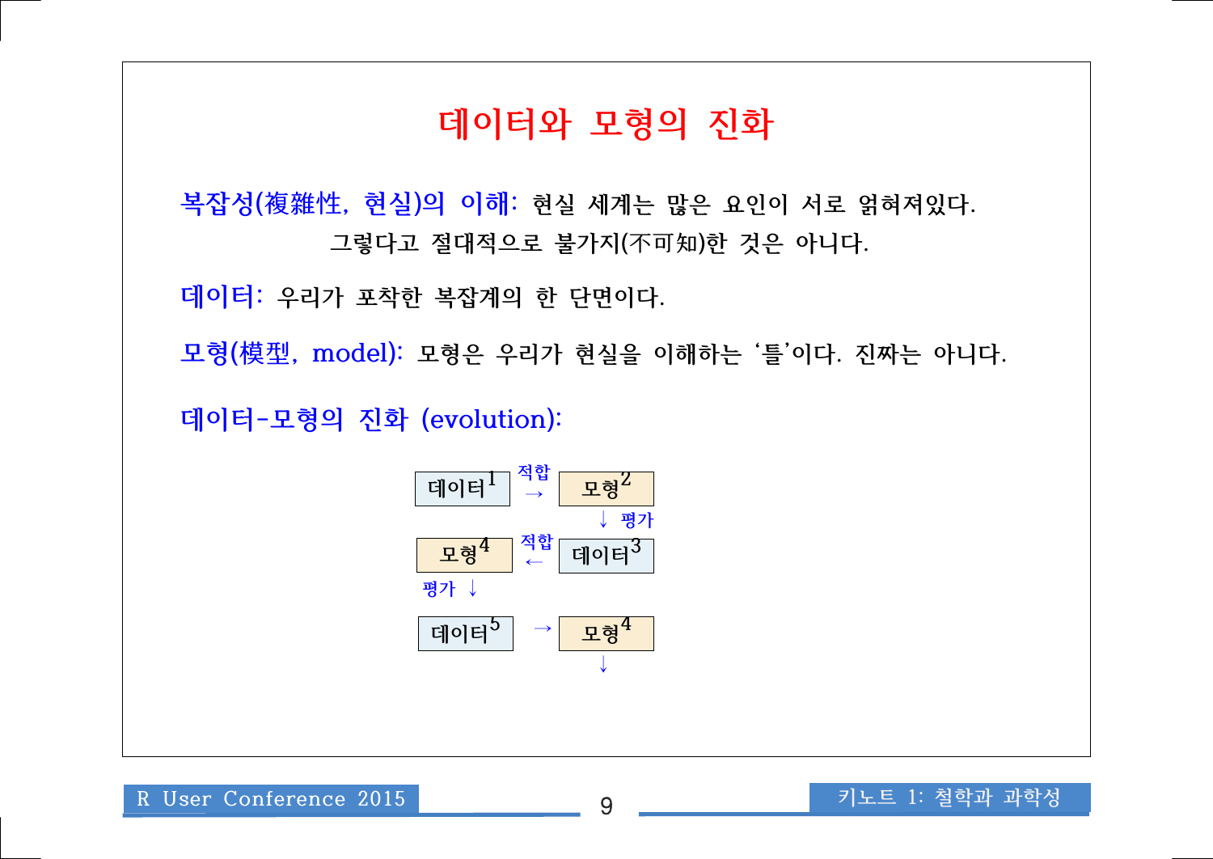# 데이터와 모형의 진화

**복잡성(複雜性, 현실)의 이해:** 현실 세계는 많은 요인이 서로 얽혀져있다. 그렇다고 절대적으로 불가지(不可知)한 것은 아니다.

**데이터:** 우리가 포착한 복잡계의 한 단면이다.

**모형(模型, model):** 모형은 우리가 현실을 이해하는 '틀'이다. 진짜는 아니다.

**데이터-모형의 진화 (evolution):**

데이터[1] —적합→ 모형[2]

↓ 평가

모형[4] ←적합— 데이터[3]

평가 ↓

데이터[5] → 모형[4]

↓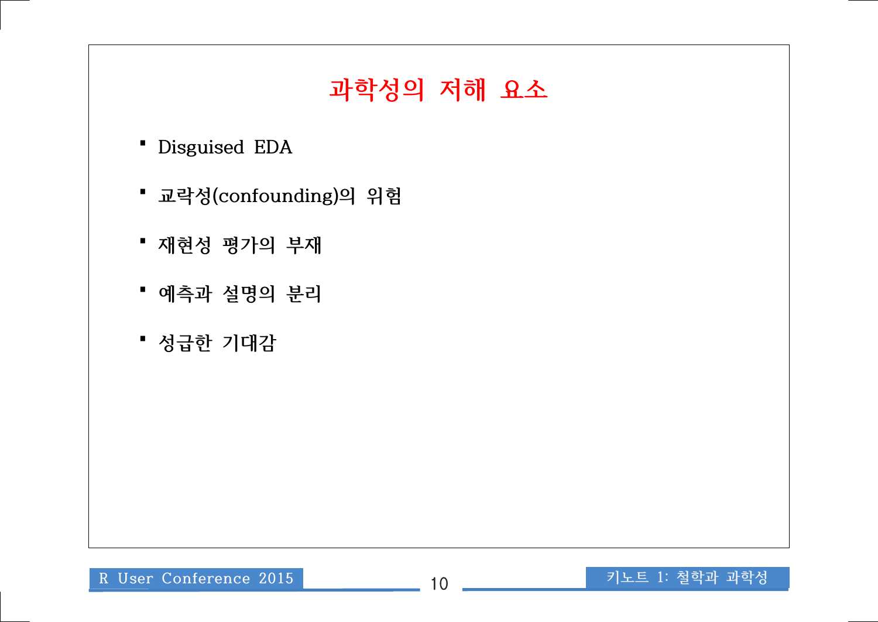# 과학성의 저해 요소

- Disguised EDA
- 교락성(confounding)의 위험
- 재현성 평가의 부재
- 예측과 설명의 분리
- 성급한 기대감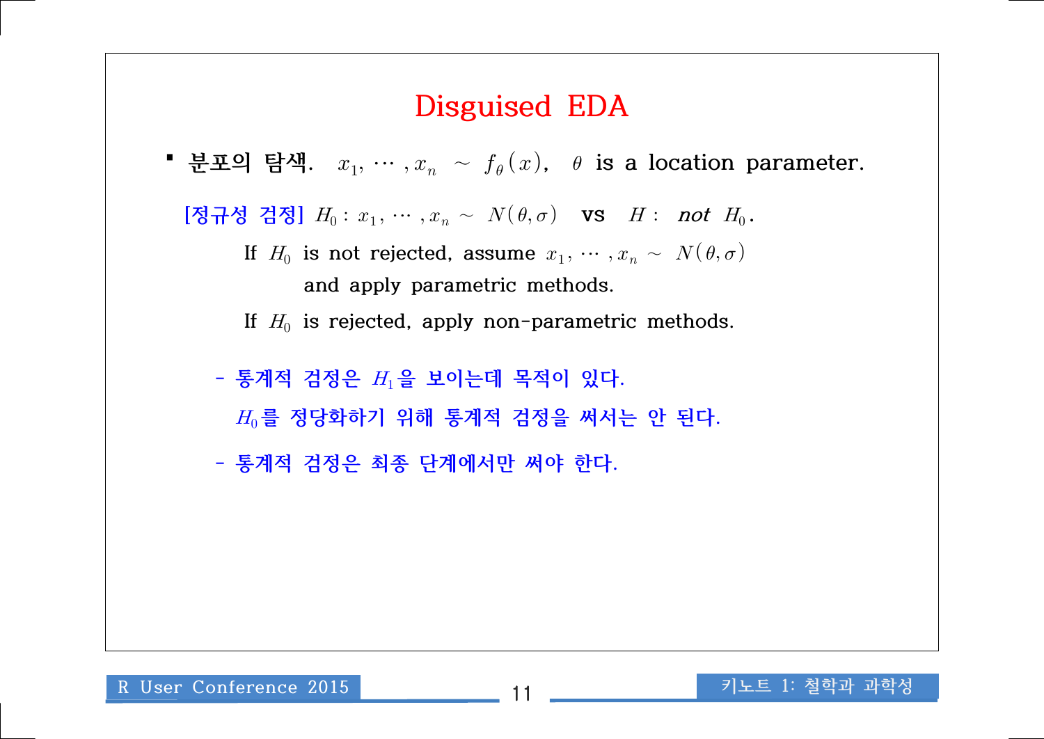# Disguised EDA

- **분포의 탐색.** $x_1, \cdots, x_n \sim f_\theta(x)$, $\theta$ is a location parameter.

  [정규성 검정] $H_0 : x_1, \cdots, x_n \sim N(\theta, \sigma)$ vs $H :$ *not* $H_0$.

  If $H_0$ is not rejected, assume $x_1, \cdots, x_n \sim N(\theta, \sigma)$ and apply parametric methods.

  If $H_0$ is rejected, apply non-parametric methods.

  - 통계적 검정은 $H_1$을 보이는데 목적이 있다.
    $H_0$를 정당화하기 위해 통계적 검정을 써서는 안 된다.
  - 통계적 검정은 최종 단계에서만 써야 한다.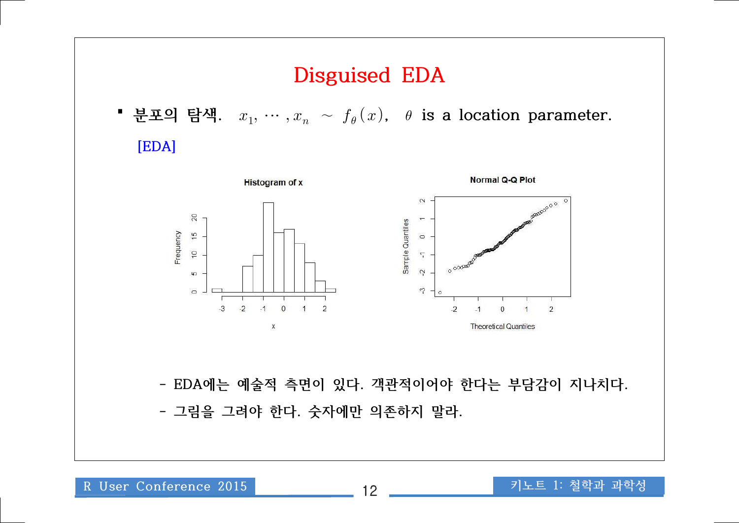# Disguised EDA

- **분포의 탐색.** $x_1, \cdots, x_n \sim f_\theta(x)$, $\theta$ is a location parameter.

[EDA]

- EDA에는 예술적 측면이 있다. 객관적이어야 한다는 부담감이 지나치다.
- 그림을 그려야 한다. 숫자에만 의존하지 말라.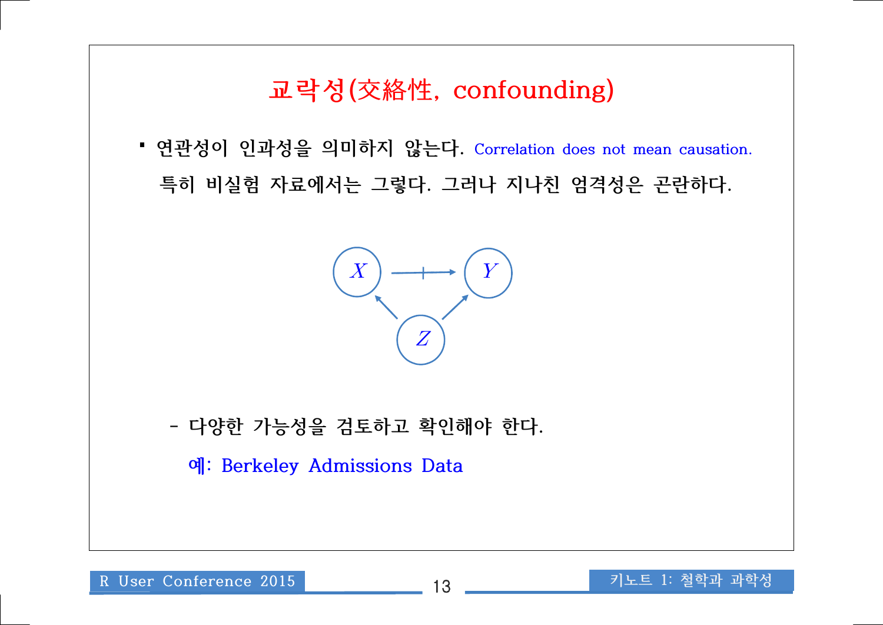# 교락성(交絡性, confounding)

- 연관성이 인과성을 의미하지 않는다. Correlation does not mean causation.
  특히 비실험 자료에서는 그렇다. 그러나 지나친 엄격성은 곤란하다.

  - 다양한 가능성을 검토하고 확인해야 한다.

    예: Berkeley Admissions Data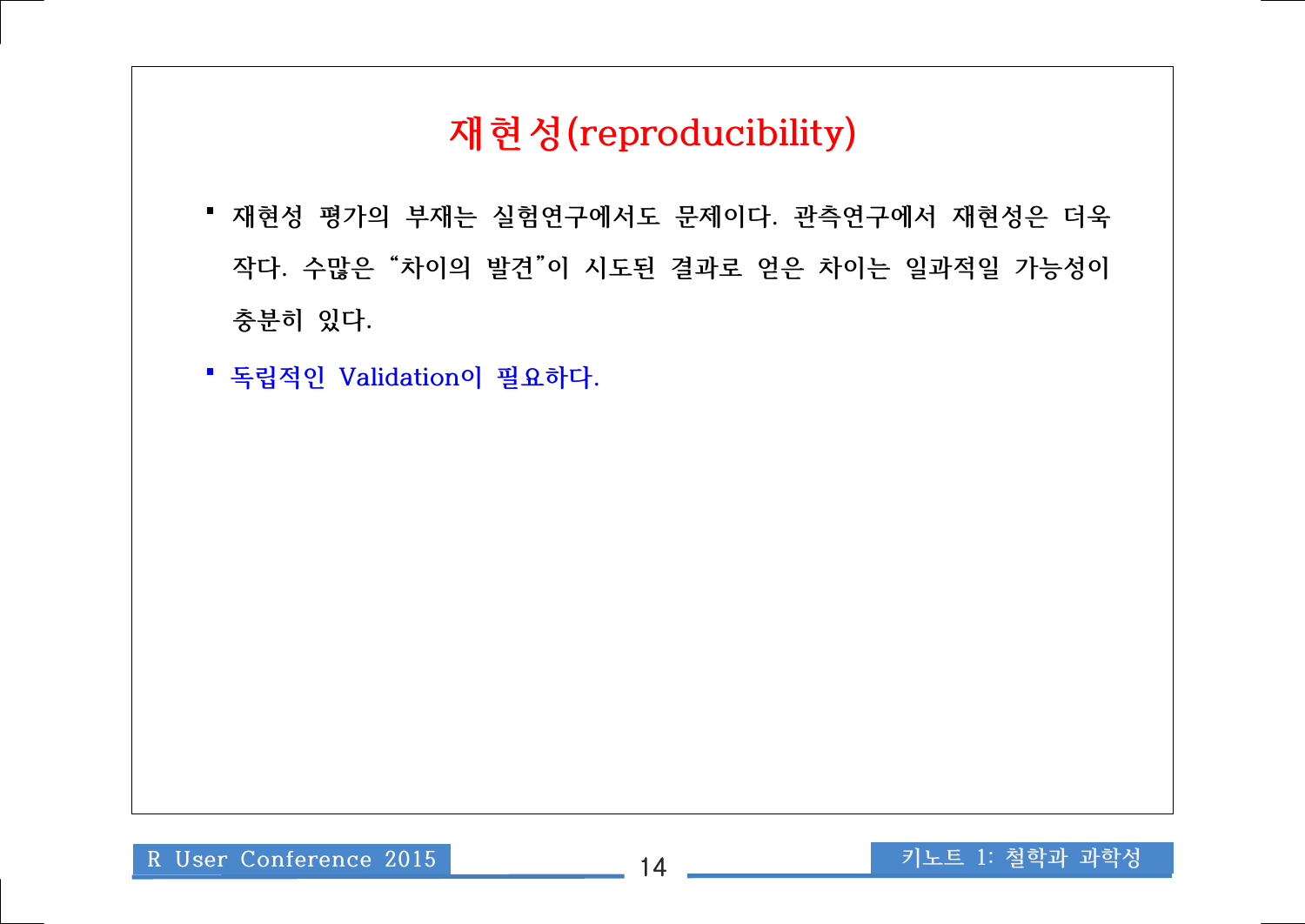# 재현성(reproducibility)

- 재현성 평가의 부재는 실험연구에서도 문제이다. 관측연구에서 재현성은 더욱 작다. 수많은 “차이의 발견”이 시도된 결과로 얻은 차이는 일과적일 가능성이 충분히 있다.
- 독립적인 Validation이 필요하다.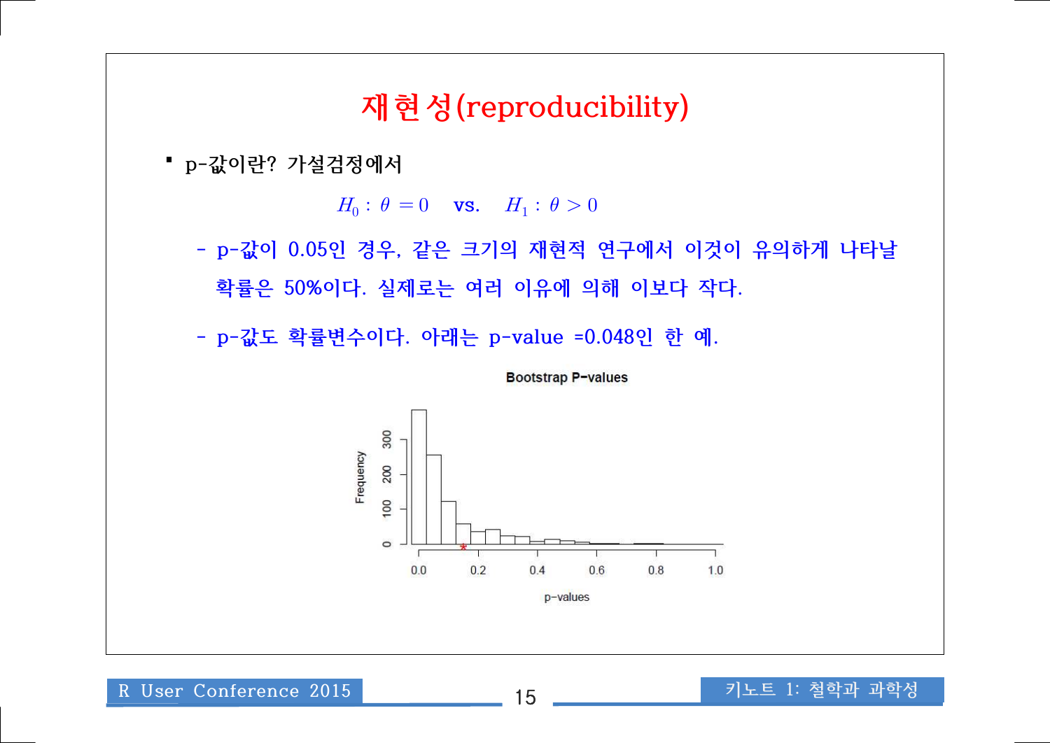# 재현성(reproducibility)

- p-값이란? 가설검정에서

$$H_0 : \theta = 0 \quad \text{vs.} \quad H_1 : \theta > 0$$

  - p-값이 0.05인 경우, 같은 크기의 재현적 연구에서 이것이 유의하게 나타날 확률은 50%이다. 실제로는 여러 이유에 의해 이보다 작다.
  - p-값도 확률변수이다. 아래는 p-value =0.048인 한 예.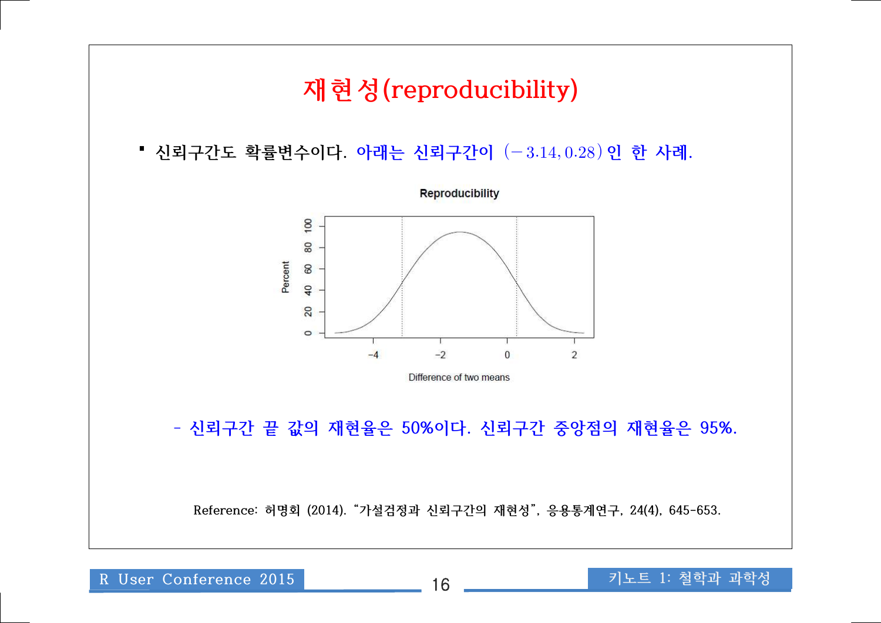# 재현성(reproducibility)

- 신뢰구간도 확률변수이다. 아래는 신뢰구간이 $(-3.14, 0.28)$인 한 사례.

- 신뢰구간 끝 값의 재현율은 50%이다. 신뢰구간 중앙점의 재현율은 95%.

Reference: 허명회 (2014). "가설검정과 신뢰구간의 재현성", 응용통계연구, 24(4), 645-653.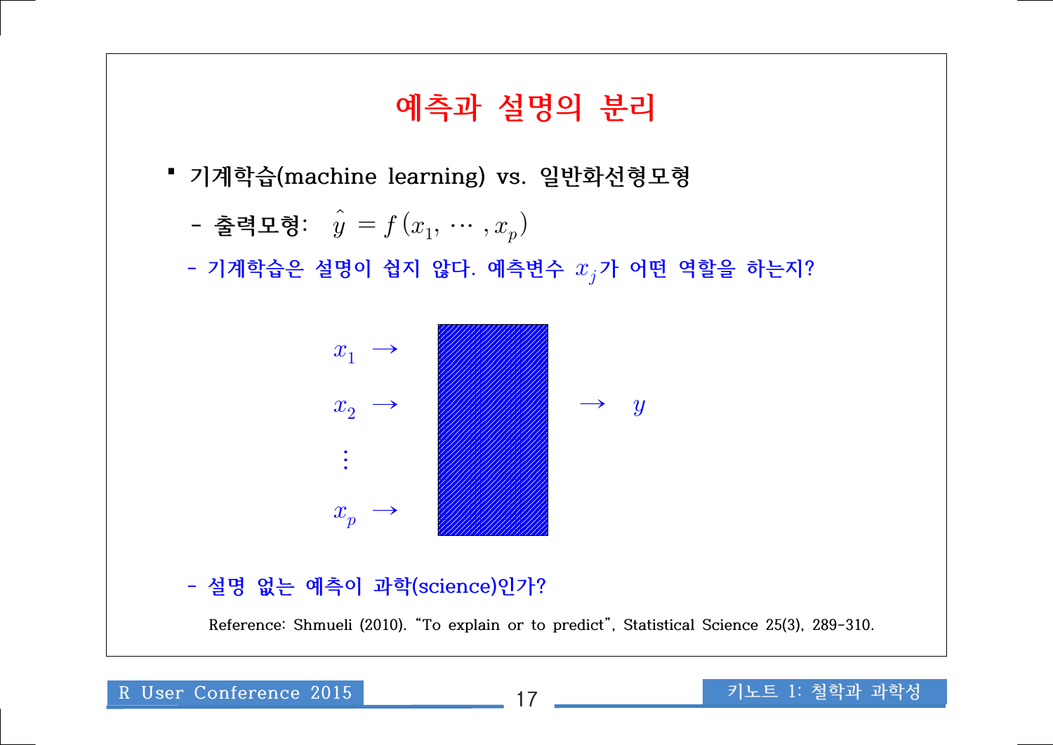# 예측과 설명의 분리

- 기계학습(machine learning) vs. 일반화선형모형
  - 출력모형: $\hat{y} = f(x_1, \cdots, x_p)$
  - 기계학습은 설명이 쉽지 않다. 예측변수 $x_j$가 어떤 역할을 하는지?

$x_1 \rightarrow$

$x_2 \rightarrow$

$\vdots$

$x_p \rightarrow$

$\rightarrow y$

  - 설명 없는 예측이 과학(science)인가?

Reference: Shmueli (2010). “To explain or to predict”, Statistical Science 25(3), 289-310.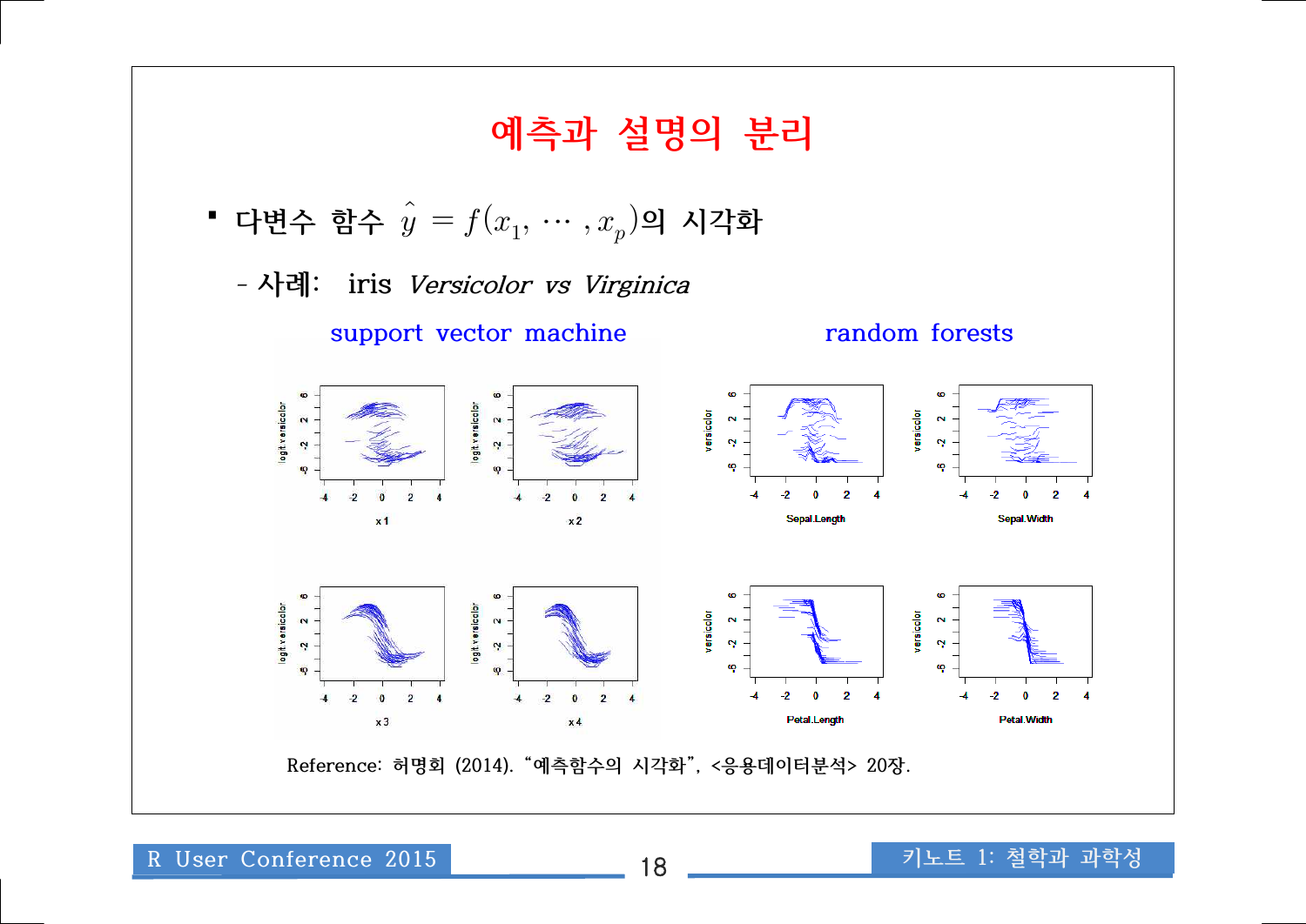# 예측과 설명의 분리

- 다변수 함수 $\hat{y} = f(x_1, \cdots, x_p)$의 시각화
  - 사례: iris *Versicolor vs Virginica*

support vector machine　　　　random forests

Reference: 허명회 (2014). "예측함수의 시각화", <응용데이터분석> 20장.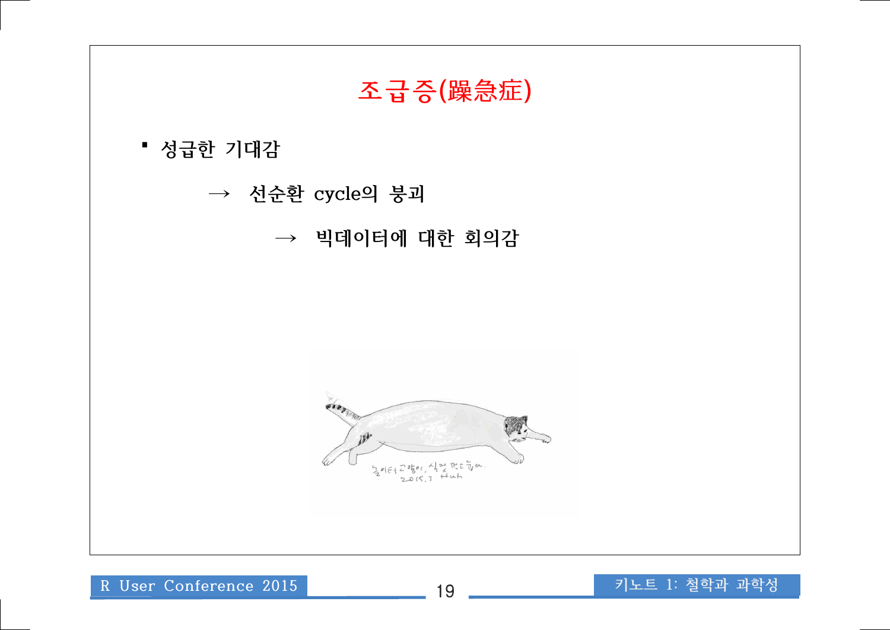# 조급증(躁急症)

- 성급한 기대감

    → 선순환 cycle의 붕괴

        → 빅데이터에 대한 회의감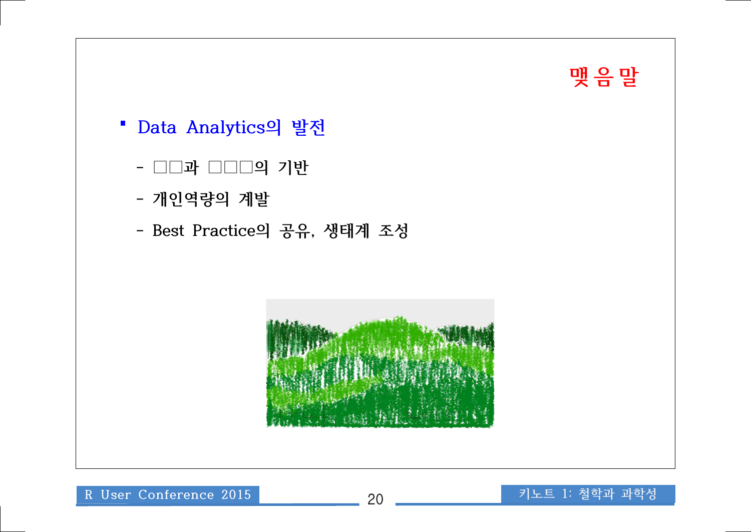# 맺음말

- Data Analytics의 발전
  - □□과 □□□의 기반
  - 개인역량의 계발
  - Best Practice의 공유, 생태계 조성